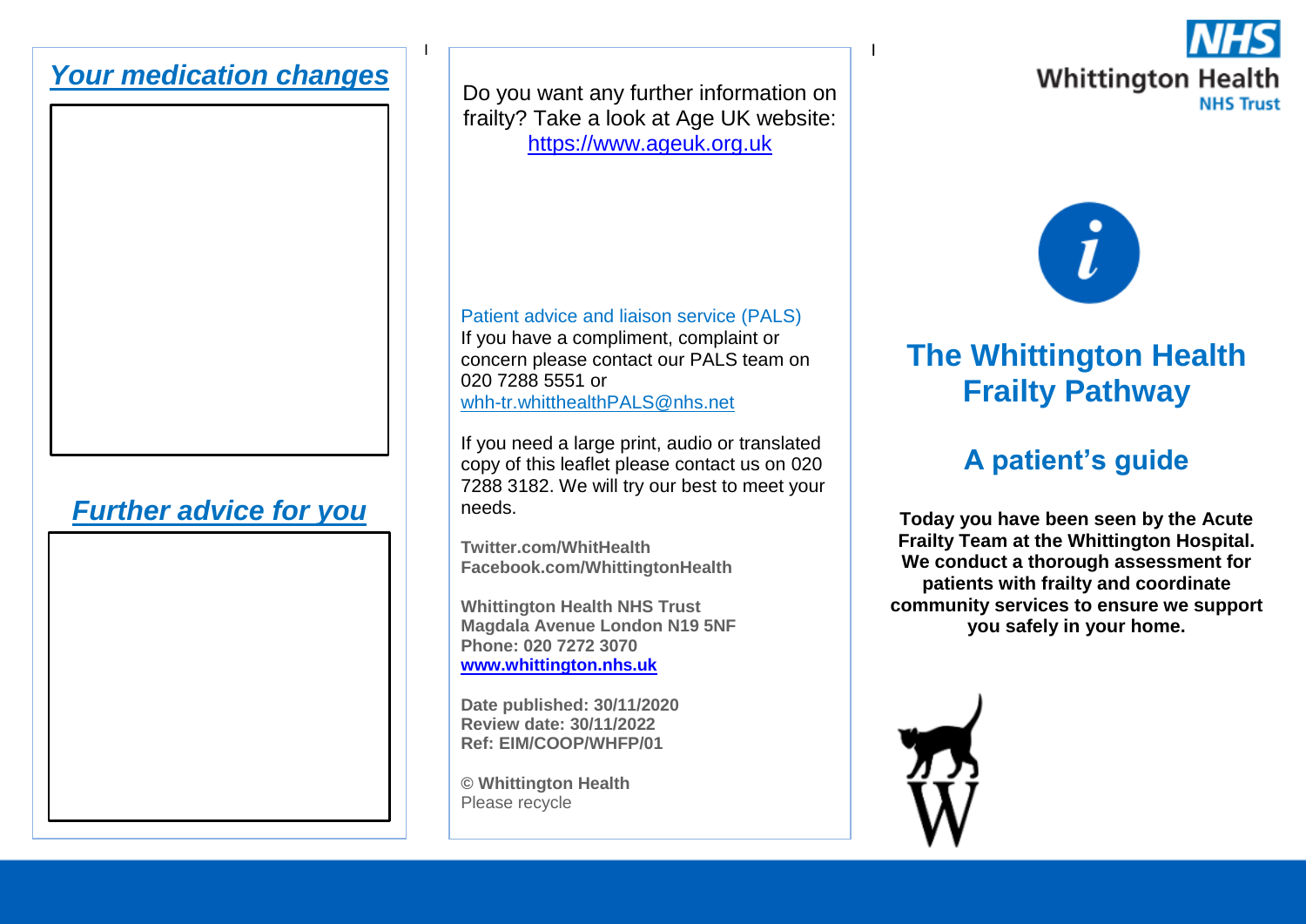## *Your medication changes*

## *Further advice for you*

Do you want any further information on frailty? Take a look at Age UK website: https://www.ageuk.org.uk

Patient advice and liaison service (PALS)
If you have a compliment, complaint or concern please contact our PALS team on 020 7288 5551 or whh-tr.whitthealthPALS@nhs.net

If you need a large print, audio or translated copy of this leaflet please contact us on 020 7288 3182. We will try our best to meet your needs.

**Twitter.com/WhitHealth**
**Facebook.com/WhittingtonHealth**

**Whittington Health NHS Trust**
**Magdala Avenue London N19 5NF**
**Phone: 020 7272 3070**
**www.whittington.nhs.uk**

**Date published: 30/11/2020**
**Review date: 30/11/2022**
**Ref: EIM/COOP/WHFP/01**

© **Whittington Health**
Please recycle

NHS
Whittington Health
NHS Trust

# The Whittington Health Frailty Pathway

## A patient's guide

**Today you have been seen by the Acute Frailty Team at the Whittington Hospital. We conduct a thorough assessment for patients with frailty and coordinate community services to ensure we support you safely in your home.**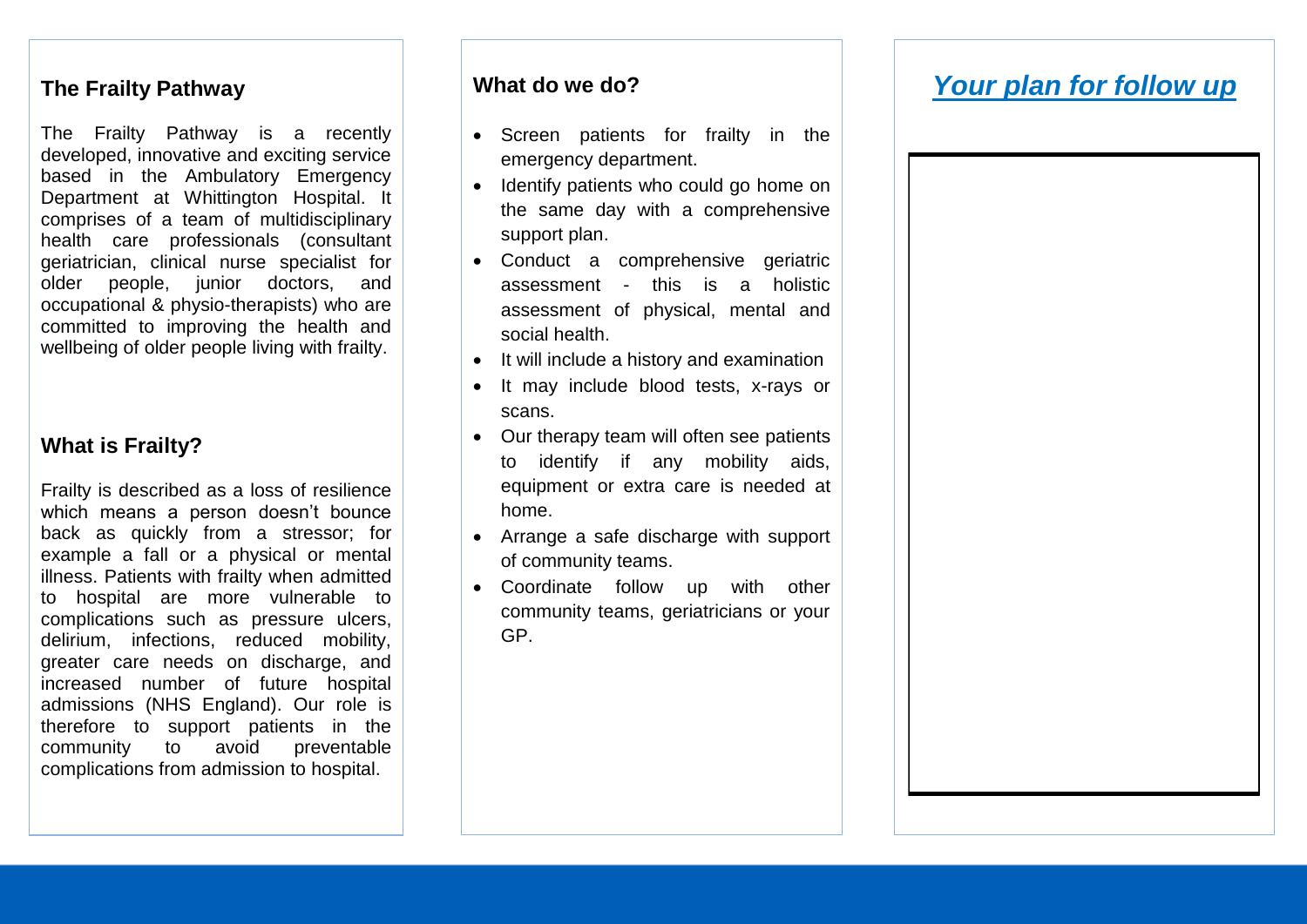## The Frailty Pathway

The Frailty Pathway is a recently developed, innovative and exciting service based in the Ambulatory Emergency Department at Whittington Hospital. It comprises of a team of multidisciplinary health care professionals (consultant geriatrician, clinical nurse specialist for older people, junior doctors, and occupational & physio-therapists) who are committed to improving the health and wellbeing of older people living with frailty.

## What is Frailty?

Frailty is described as a loss of resilience which means a person doesn't bounce back as quickly from a stressor; for example a fall or a physical or mental illness. Patients with frailty when admitted to hospital are more vulnerable to complications such as pressure ulcers, delirium, infections, reduced mobility, greater care needs on discharge, and increased number of future hospital admissions (NHS England). Our role is therefore to support patients in the community to avoid preventable complications from admission to hospital.

## What do we do?

- Screen patients for frailty in the emergency department.
- Identify patients who could go home on the same day with a comprehensive support plan.
- Conduct a comprehensive geriatric assessment - this is a holistic assessment of physical, mental and social health.
- It will include a history and examination
- It may include blood tests, x-rays or scans.
- Our therapy team will often see patients to identify if any mobility aids, equipment or extra care is needed at home.
- Arrange a safe discharge with support of community teams.
- Coordinate follow up with other community teams, geriatricians or your GP.

## *Your plan for follow up*